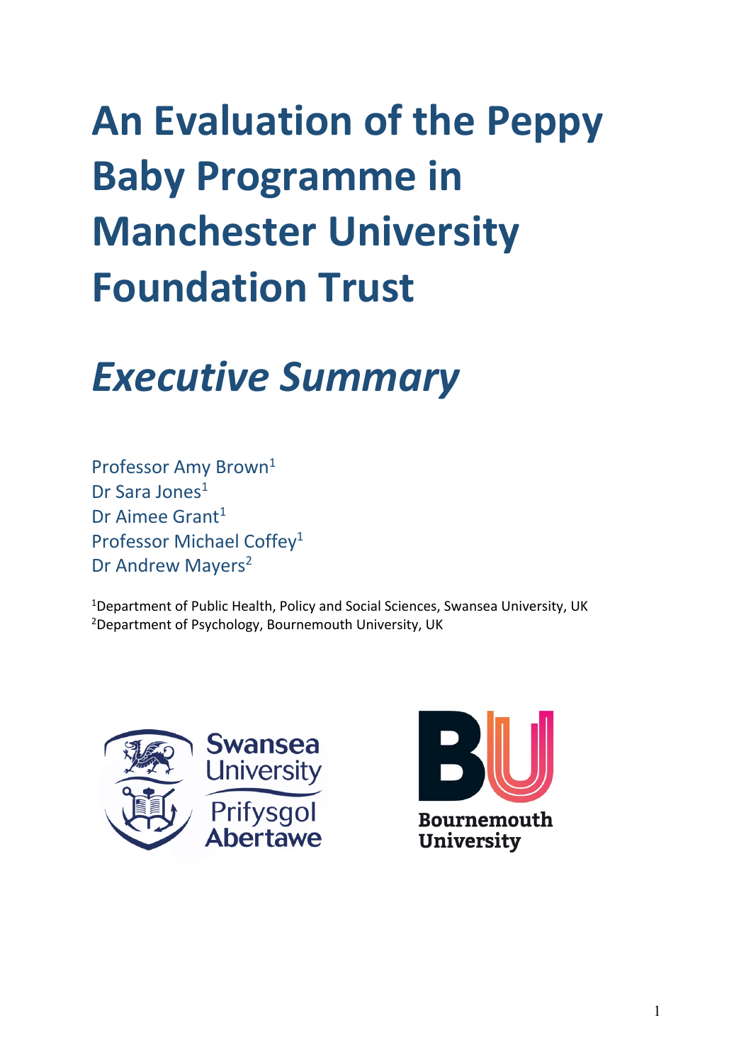# An Evaluation of the Peppy Baby Programme in Manchester University Foundation Trust

## *Executive Summary*

Professor Amy Brown[1]
Dr Sara Jones[1]
Dr Aimee Grant[1]
Professor Michael Coffey[1]
Dr Andrew Mayers[2]

[1]Department of Public Health, Policy and Social Sciences, Swansea University, UK
[2]Department of Psychology, Bournemouth University, UK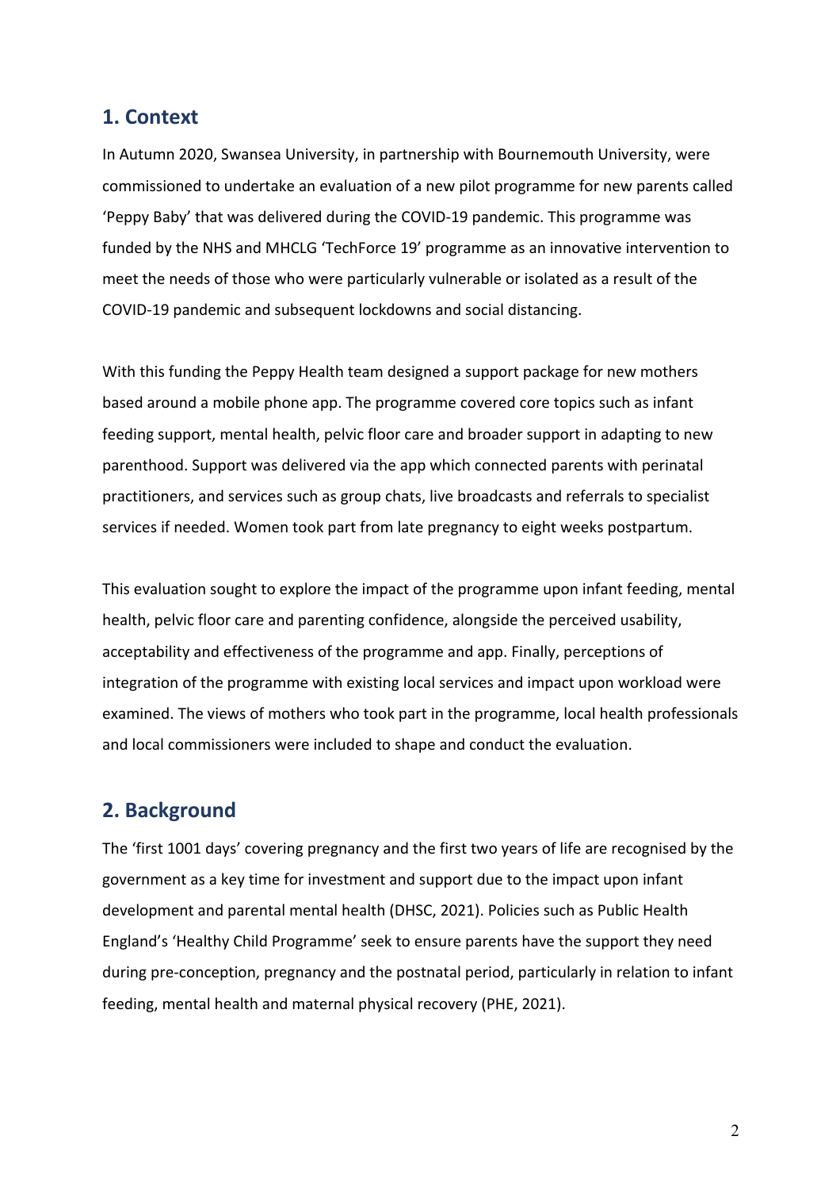## 1. Context

In Autumn 2020, Swansea University, in partnership with Bournemouth University, were commissioned to undertake an evaluation of a new pilot programme for new parents called 'Peppy Baby' that was delivered during the COVID-19 pandemic. This programme was funded by the NHS and MHCLG 'TechForce 19' programme as an innovative intervention to meet the needs of those who were particularly vulnerable or isolated as a result of the COVID-19 pandemic and subsequent lockdowns and social distancing.

With this funding the Peppy Health team designed a support package for new mothers based around a mobile phone app. The programme covered core topics such as infant feeding support, mental health, pelvic floor care and broader support in adapting to new parenthood. Support was delivered via the app which connected parents with perinatal practitioners, and services such as group chats, live broadcasts and referrals to specialist services if needed. Women took part from late pregnancy to eight weeks postpartum.

This evaluation sought to explore the impact of the programme upon infant feeding, mental health, pelvic floor care and parenting confidence, alongside the perceived usability, acceptability and effectiveness of the programme and app. Finally, perceptions of integration of the programme with existing local services and impact upon workload were examined. The views of mothers who took part in the programme, local health professionals and local commissioners were included to shape and conduct the evaluation.

## 2. Background

The 'first 1001 days' covering pregnancy and the first two years of life are recognised by the government as a key time for investment and support due to the impact upon infant development and parental mental health (DHSC, 2021). Policies such as Public Health England's 'Healthy Child Programme' seek to ensure parents have the support they need during pre-conception, pregnancy and the postnatal period, particularly in relation to infant feeding, mental health and maternal physical recovery (PHE, 2021).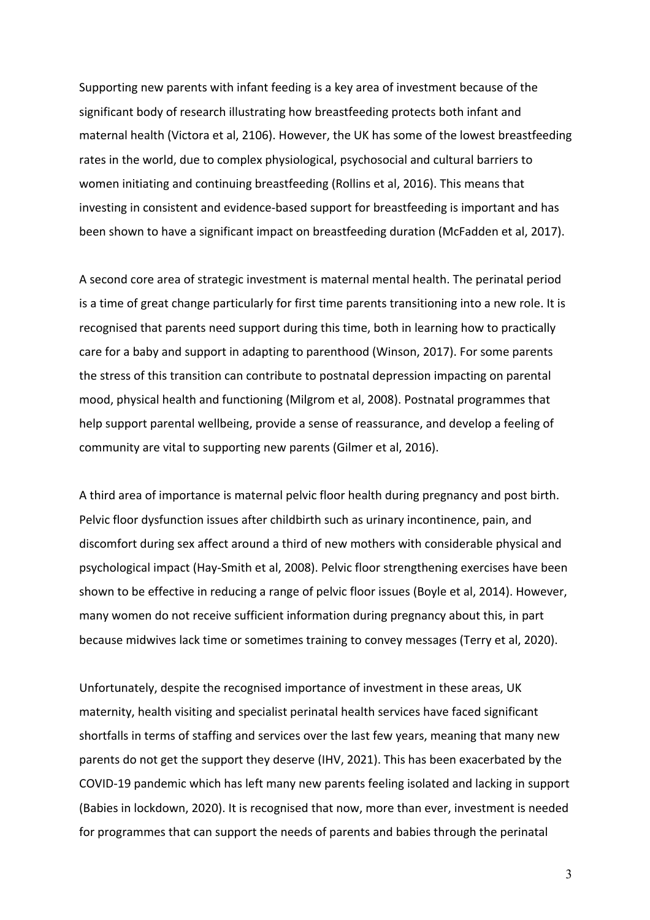Supporting new parents with infant feeding is a key area of investment because of the significant body of research illustrating how breastfeeding protects both infant and maternal health (Victora et al, 2106). However, the UK has some of the lowest breastfeeding rates in the world, due to complex physiological, psychosocial and cultural barriers to women initiating and continuing breastfeeding (Rollins et al, 2016). This means that investing in consistent and evidence-based support for breastfeeding is important and has been shown to have a significant impact on breastfeeding duration (McFadden et al, 2017).

A second core area of strategic investment is maternal mental health. The perinatal period is a time of great change particularly for first time parents transitioning into a new role. It is recognised that parents need support during this time, both in learning how to practically care for a baby and support in adapting to parenthood (Winson, 2017). For some parents the stress of this transition can contribute to postnatal depression impacting on parental mood, physical health and functioning (Milgrom et al, 2008). Postnatal programmes that help support parental wellbeing, provide a sense of reassurance, and develop a feeling of community are vital to supporting new parents (Gilmer et al, 2016).

A third area of importance is maternal pelvic floor health during pregnancy and post birth. Pelvic floor dysfunction issues after childbirth such as urinary incontinence, pain, and discomfort during sex affect around a third of new mothers with considerable physical and psychological impact (Hay-Smith et al, 2008). Pelvic floor strengthening exercises have been shown to be effective in reducing a range of pelvic floor issues (Boyle et al, 2014). However, many women do not receive sufficient information during pregnancy about this, in part because midwives lack time or sometimes training to convey messages (Terry et al, 2020).

Unfortunately, despite the recognised importance of investment in these areas, UK maternity, health visiting and specialist perinatal health services have faced significant shortfalls in terms of staffing and services over the last few years, meaning that many new parents do not get the support they deserve (IHV, 2021). This has been exacerbated by the COVID-19 pandemic which has left many new parents feeling isolated and lacking in support (Babies in lockdown, 2020). It is recognised that now, more than ever, investment is needed for programmes that can support the needs of parents and babies through the perinatal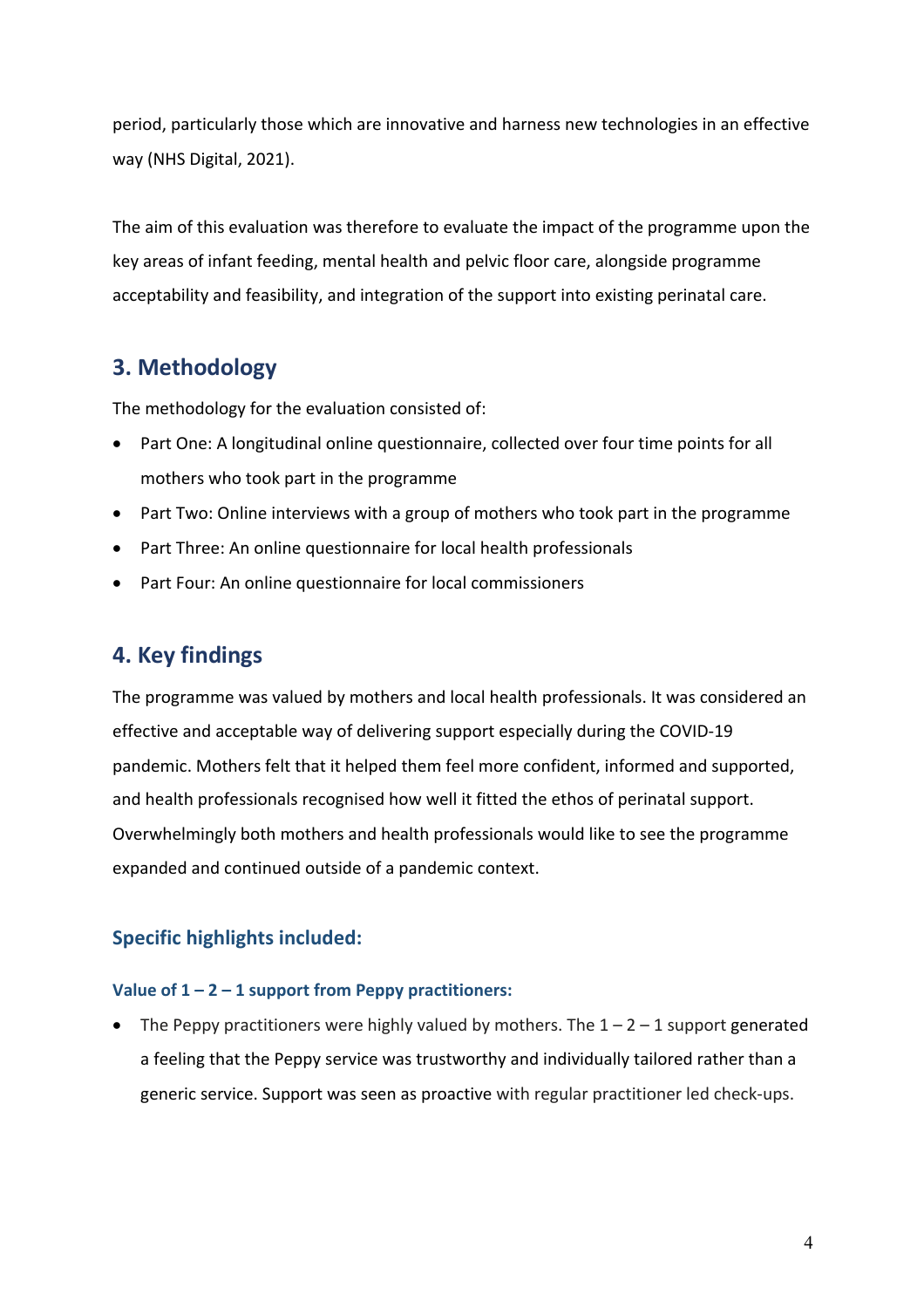period, particularly those which are innovative and harness new technologies in an effective way (NHS Digital, 2021).

The aim of this evaluation was therefore to evaluate the impact of the programme upon the key areas of infant feeding, mental health and pelvic floor care, alongside programme acceptability and feasibility, and integration of the support into existing perinatal care.

## 3. Methodology

The methodology for the evaluation consisted of:

- Part One: A longitudinal online questionnaire, collected over four time points for all mothers who took part in the programme
- Part Two: Online interviews with a group of mothers who took part in the programme
- Part Three: An online questionnaire for local health professionals
- Part Four: An online questionnaire for local commissioners

## 4. Key findings

The programme was valued by mothers and local health professionals. It was considered an effective and acceptable way of delivering support especially during the COVID-19 pandemic. Mothers felt that it helped them feel more confident, informed and supported, and health professionals recognised how well it fitted the ethos of perinatal support. Overwhelmingly both mothers and health professionals would like to see the programme expanded and continued outside of a pandemic context.

### Specific highlights included:

#### Value of 1 – 2 – 1 support from Peppy practitioners:

- The Peppy practitioners were highly valued by mothers. The 1 – 2 – 1 support generated a feeling that the Peppy service was trustworthy and individually tailored rather than a generic service. Support was seen as proactive with regular practitioner led check-ups.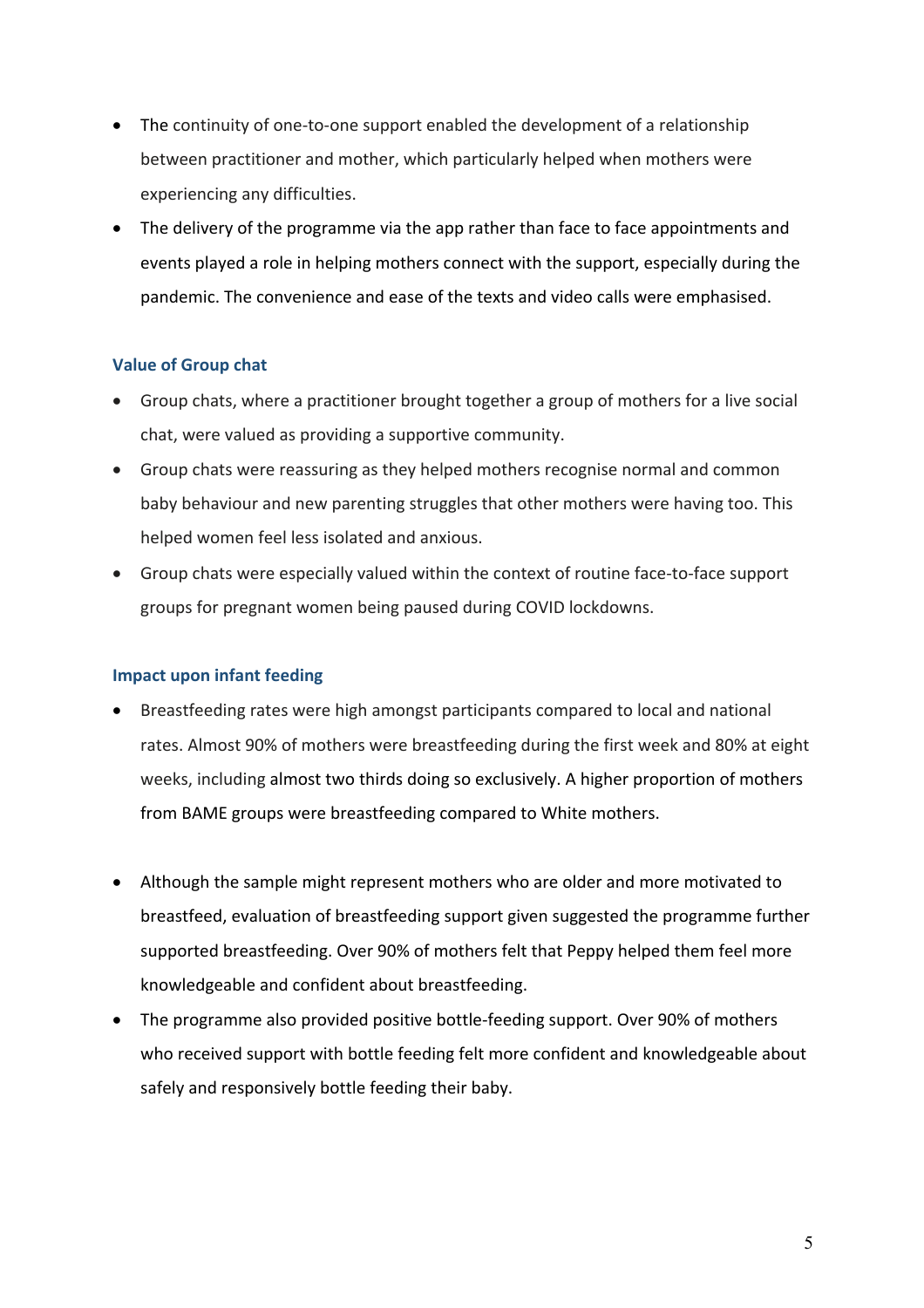- The continuity of one-to-one support enabled the development of a relationship between practitioner and mother, which particularly helped when mothers were experiencing any difficulties.
- The delivery of the programme via the app rather than face to face appointments and events played a role in helping mothers connect with the support, especially during the pandemic. The convenience and ease of the texts and video calls were emphasised.

### Value of Group chat

- Group chats, where a practitioner brought together a group of mothers for a live social chat, were valued as providing a supportive community.
- Group chats were reassuring as they helped mothers recognise normal and common baby behaviour and new parenting struggles that other mothers were having too. This helped women feel less isolated and anxious.
- Group chats were especially valued within the context of routine face-to-face support groups for pregnant women being paused during COVID lockdowns.

### Impact upon infant feeding

- Breastfeeding rates were high amongst participants compared to local and national rates. Almost 90% of mothers were breastfeeding during the first week and 80% at eight weeks, including almost two thirds doing so exclusively. A higher proportion of mothers from BAME groups were breastfeeding compared to White mothers.
- Although the sample might represent mothers who are older and more motivated to breastfeed, evaluation of breastfeeding support given suggested the programme further supported breastfeeding. Over 90% of mothers felt that Peppy helped them feel more knowledgeable and confident about breastfeeding.
- The programme also provided positive bottle-feeding support. Over 90% of mothers who received support with bottle feeding felt more confident and knowledgeable about safely and responsively bottle feeding their baby.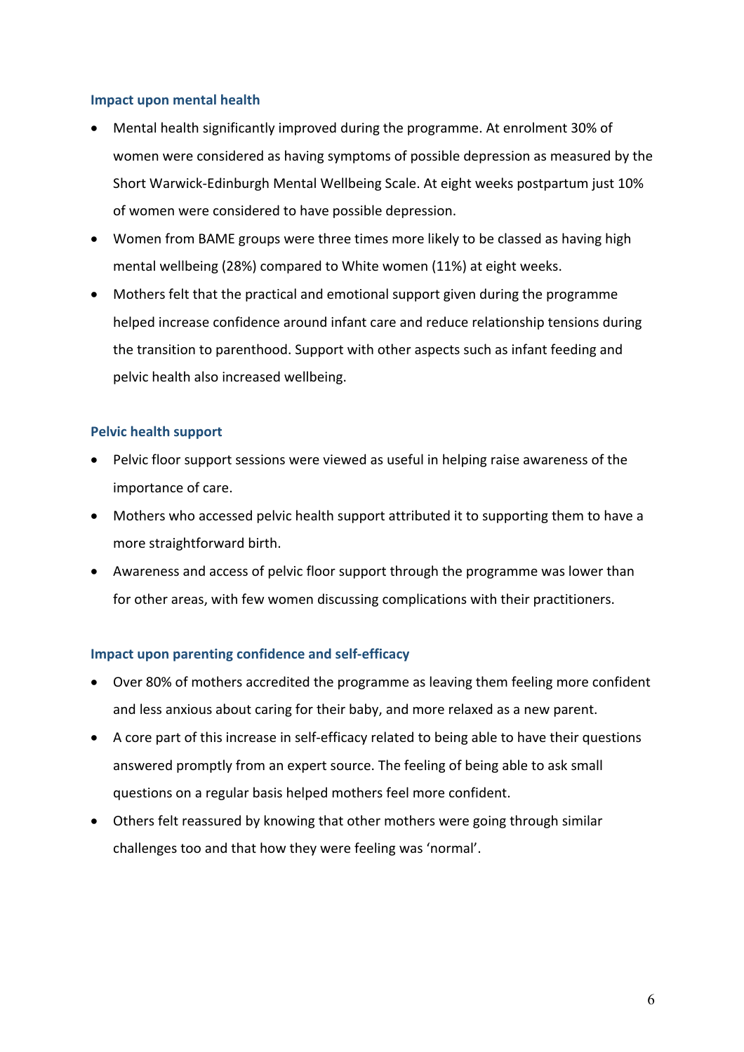### Impact upon mental health

- Mental health significantly improved during the programme. At enrolment 30% of women were considered as having symptoms of possible depression as measured by the Short Warwick-Edinburgh Mental Wellbeing Scale. At eight weeks postpartum just 10% of women were considered to have possible depression.
- Women from BAME groups were three times more likely to be classed as having high mental wellbeing (28%) compared to White women (11%) at eight weeks.
- Mothers felt that the practical and emotional support given during the programme helped increase confidence around infant care and reduce relationship tensions during the transition to parenthood. Support with other aspects such as infant feeding and pelvic health also increased wellbeing.

### Pelvic health support

- Pelvic floor support sessions were viewed as useful in helping raise awareness of the importance of care.
- Mothers who accessed pelvic health support attributed it to supporting them to have a more straightforward birth.
- Awareness and access of pelvic floor support through the programme was lower than for other areas, with few women discussing complications with their practitioners.

### Impact upon parenting confidence and self-efficacy

- Over 80% of mothers accredited the programme as leaving them feeling more confident and less anxious about caring for their baby, and more relaxed as a new parent.
- A core part of this increase in self-efficacy related to being able to have their questions answered promptly from an expert source. The feeling of being able to ask small questions on a regular basis helped mothers feel more confident.
- Others felt reassured by knowing that other mothers were going through similar challenges too and that how they were feeling was 'normal'.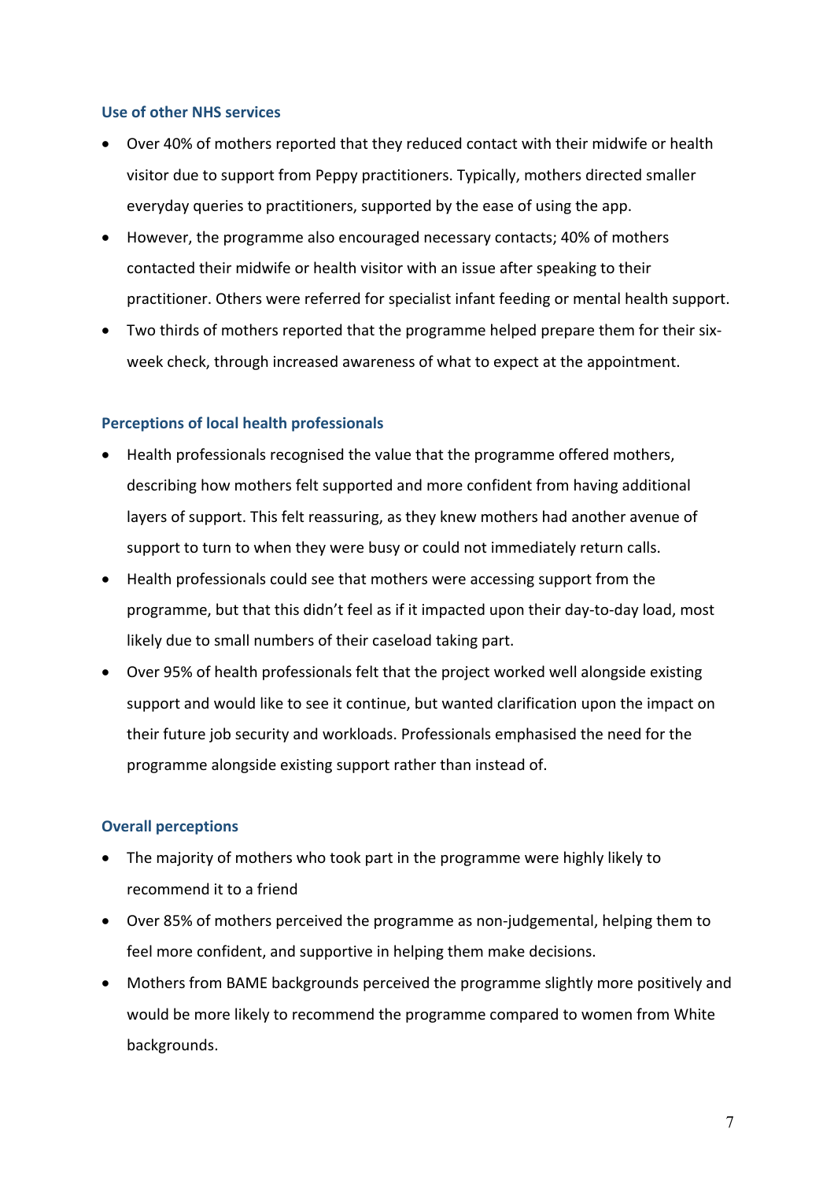### Use of other NHS services

- Over 40% of mothers reported that they reduced contact with their midwife or health visitor due to support from Peppy practitioners. Typically, mothers directed smaller everyday queries to practitioners, supported by the ease of using the app.
- However, the programme also encouraged necessary contacts; 40% of mothers contacted their midwife or health visitor with an issue after speaking to their practitioner. Others were referred for specialist infant feeding or mental health support.
- Two thirds of mothers reported that the programme helped prepare them for their six-week check, through increased awareness of what to expect at the appointment.

### Perceptions of local health professionals

- Health professionals recognised the value that the programme offered mothers, describing how mothers felt supported and more confident from having additional layers of support. This felt reassuring, as they knew mothers had another avenue of support to turn to when they were busy or could not immediately return calls.
- Health professionals could see that mothers were accessing support from the programme, but that this didn't feel as if it impacted upon their day-to-day load, most likely due to small numbers of their caseload taking part.
- Over 95% of health professionals felt that the project worked well alongside existing support and would like to see it continue, but wanted clarification upon the impact on their future job security and workloads. Professionals emphasised the need for the programme alongside existing support rather than instead of.

### Overall perceptions

- The majority of mothers who took part in the programme were highly likely to recommend it to a friend
- Over 85% of mothers perceived the programme as non-judgemental, helping them to feel more confident, and supportive in helping them make decisions.
- Mothers from BAME backgrounds perceived the programme slightly more positively and would be more likely to recommend the programme compared to women from White backgrounds.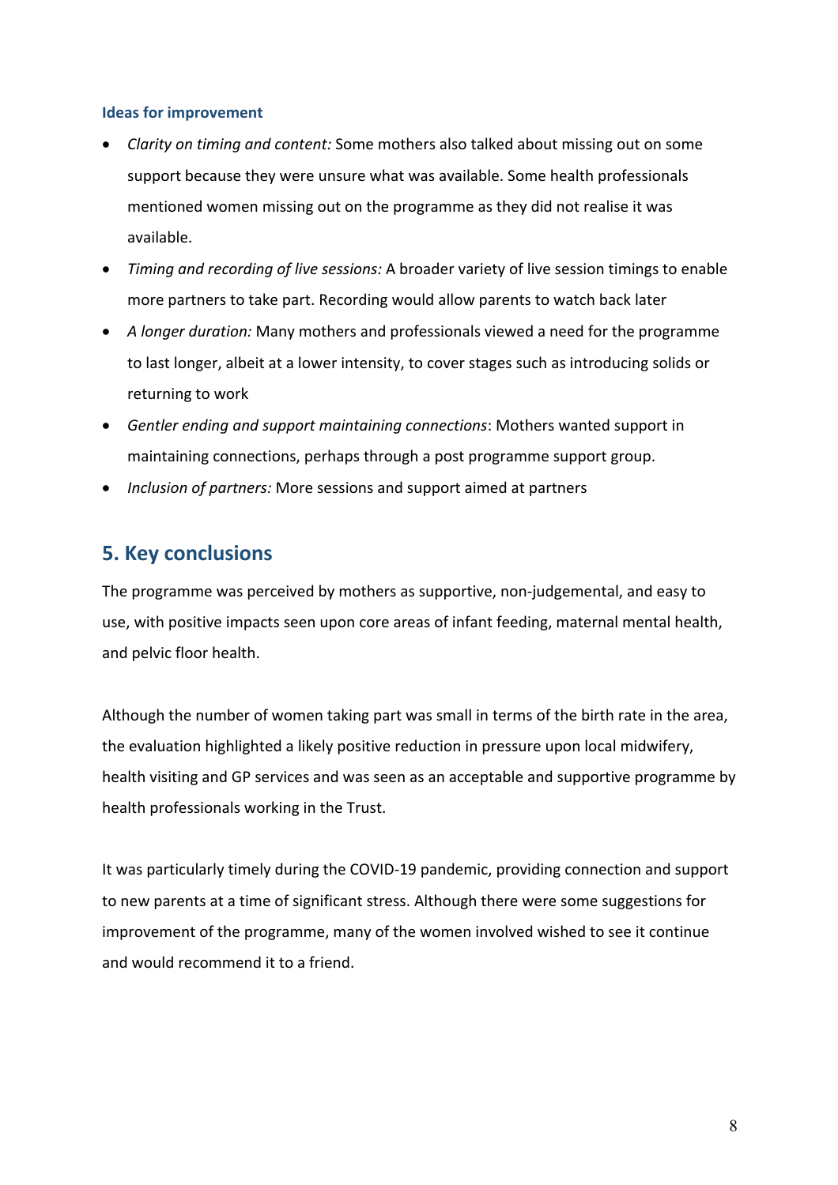### Ideas for improvement

- *Clarity on timing and content:* Some mothers also talked about missing out on some support because they were unsure what was available. Some health professionals mentioned women missing out on the programme as they did not realise it was available.
- *Timing and recording of live sessions:* A broader variety of live session timings to enable more partners to take part. Recording would allow parents to watch back later
- *A longer duration:* Many mothers and professionals viewed a need for the programme to last longer, albeit at a lower intensity, to cover stages such as introducing solids or returning to work
- *Gentler ending and support maintaining connections*: Mothers wanted support in maintaining connections, perhaps through a post programme support group.
- *Inclusion of partners:* More sessions and support aimed at partners

## 5. Key conclusions

The programme was perceived by mothers as supportive, non-judgemental, and easy to use, with positive impacts seen upon core areas of infant feeding, maternal mental health, and pelvic floor health.

Although the number of women taking part was small in terms of the birth rate in the area, the evaluation highlighted a likely positive reduction in pressure upon local midwifery, health visiting and GP services and was seen as an acceptable and supportive programme by health professionals working in the Trust.

It was particularly timely during the COVID-19 pandemic, providing connection and support to new parents at a time of significant stress. Although there were some suggestions for improvement of the programme, many of the women involved wished to see it continue and would recommend it to a friend.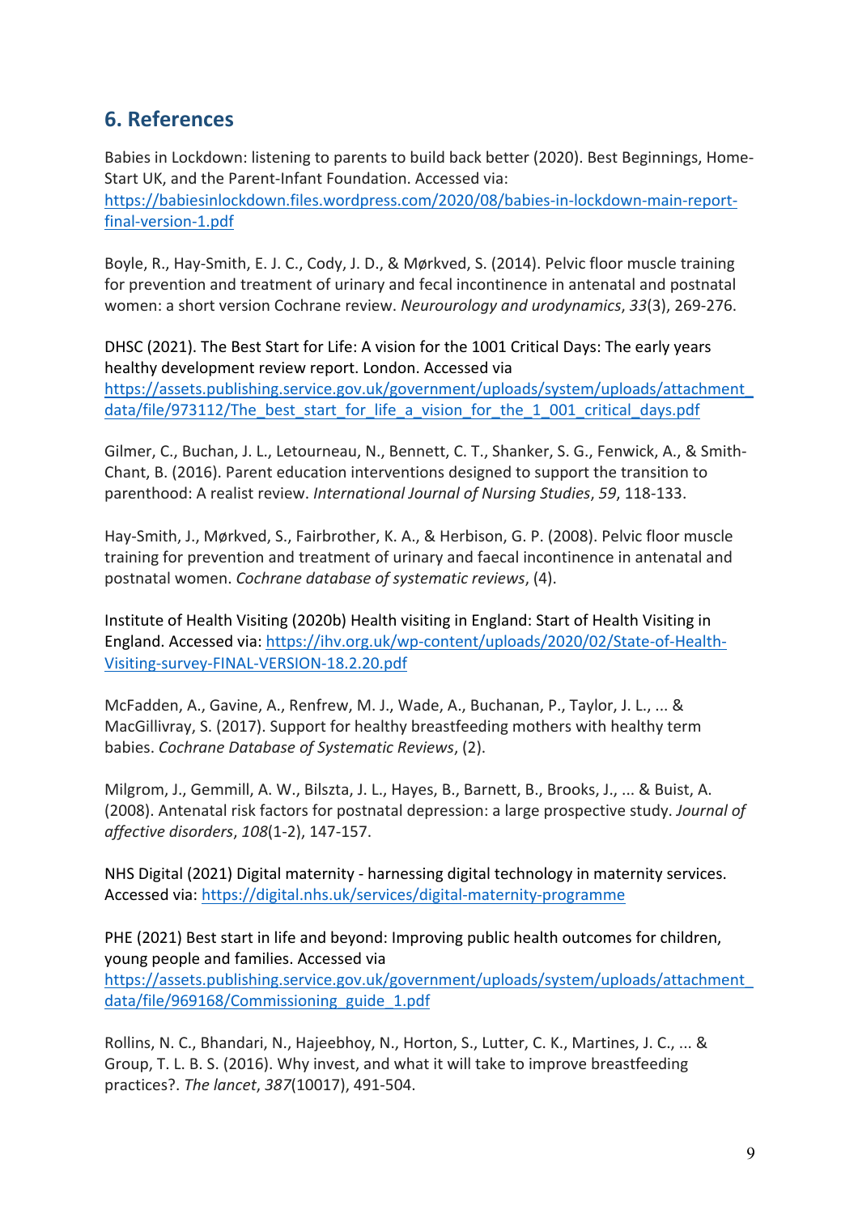## 6. References

Babies in Lockdown: listening to parents to build back better (2020). Best Beginnings, Home-Start UK, and the Parent-Infant Foundation. Accessed via: https://babiesinlockdown.files.wordpress.com/2020/08/babies-in-lockdown-main-report-final-version-1.pdf

Boyle, R., Hay-Smith, E. J. C., Cody, J. D., & Mørkved, S. (2014). Pelvic floor muscle training for prevention and treatment of urinary and fecal incontinence in antenatal and postnatal women: a short version Cochrane review. *Neurourology and urodynamics*, *33*(3), 269-276.

DHSC (2021). The Best Start for Life: A vision for the 1001 Critical Days: The early years healthy development review report. London. Accessed via https://assets.publishing.service.gov.uk/government/uploads/system/uploads/attachment_data/file/973112/The_best_start_for_life_a_vision_for_the_1_001_critical_days.pdf

Gilmer, C., Buchan, J. L., Letourneau, N., Bennett, C. T., Shanker, S. G., Fenwick, A., & Smith-Chant, B. (2016). Parent education interventions designed to support the transition to parenthood: A realist review. *International Journal of Nursing Studies*, *59*, 118-133.

Hay-Smith, J., Mørkved, S., Fairbrother, K. A., & Herbison, G. P. (2008). Pelvic floor muscle training for prevention and treatment of urinary and faecal incontinence in antenatal and postnatal women. *Cochrane database of systematic reviews*, (4).

Institute of Health Visiting (2020b) Health visiting in England: Start of Health Visiting in England. Accessed via: https://ihv.org.uk/wp-content/uploads/2020/02/State-of-Health-Visiting-survey-FINAL-VERSION-18.2.20.pdf

McFadden, A., Gavine, A., Renfrew, M. J., Wade, A., Buchanan, P., Taylor, J. L., ... & MacGillivray, S. (2017). Support for healthy breastfeeding mothers with healthy term babies. *Cochrane Database of Systematic Reviews*, (2).

Milgrom, J., Gemmill, A. W., Bilszta, J. L., Hayes, B., Barnett, B., Brooks, J., ... & Buist, A. (2008). Antenatal risk factors for postnatal depression: a large prospective study. *Journal of affective disorders*, *108*(1-2), 147-157.

NHS Digital (2021) Digital maternity - harnessing digital technology in maternity services. Accessed via: https://digital.nhs.uk/services/digital-maternity-programme

PHE (2021) Best start in life and beyond: Improving public health outcomes for children, young people and families. Accessed via https://assets.publishing.service.gov.uk/government/uploads/system/uploads/attachment_data/file/969168/Commissioning_guide_1.pdf

Rollins, N. C., Bhandari, N., Hajeebhoy, N., Horton, S., Lutter, C. K., Martines, J. C., ... & Group, T. L. B. S. (2016). Why invest, and what it will take to improve breastfeeding practices?. *The lancet*, *387*(10017), 491-504.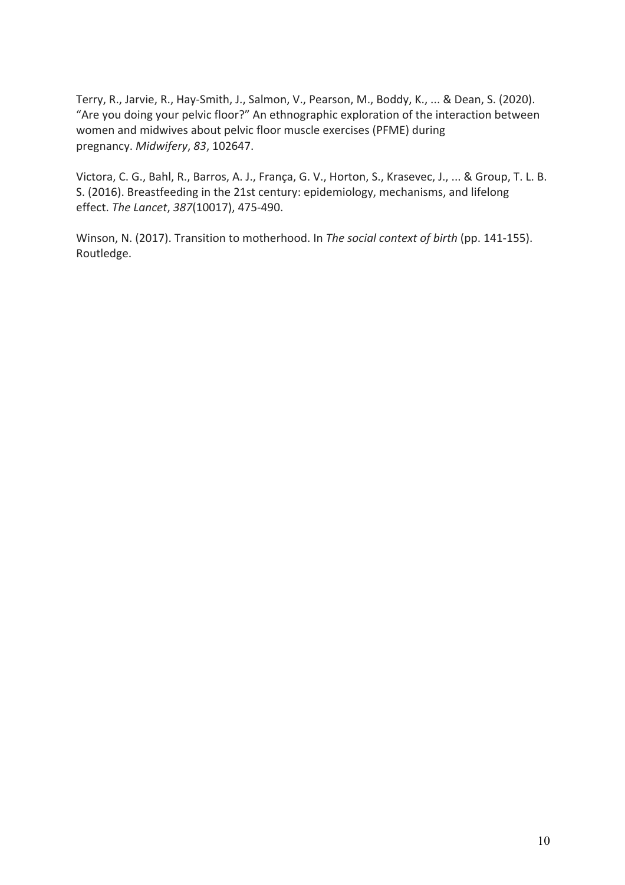Terry, R., Jarvie, R., Hay-Smith, J., Salmon, V., Pearson, M., Boddy, K., ... & Dean, S. (2020). "Are you doing your pelvic floor?" An ethnographic exploration of the interaction between women and midwives about pelvic floor muscle exercises (PFME) during pregnancy. *Midwifery*, *83*, 102647.

Victora, C. G., Bahl, R., Barros, A. J., França, G. V., Horton, S., Krasevec, J., ... & Group, T. L. B. S. (2016). Breastfeeding in the 21st century: epidemiology, mechanisms, and lifelong effect. *The Lancet*, *387*(10017), 475-490.

Winson, N. (2017). Transition to motherhood. In *The social context of birth* (pp. 141-155). Routledge.